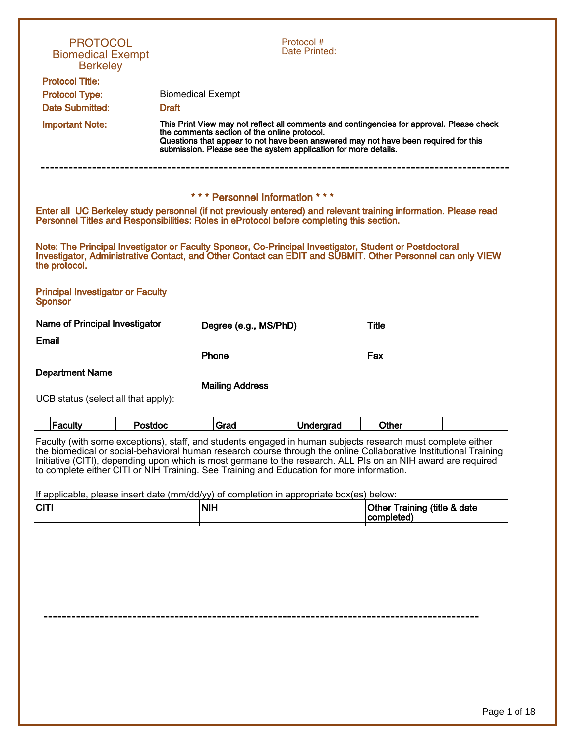# PROTOCOL
## Biomedical Exempt
## Berkeley

Protocol #
Date Printed:

**Protocol Title:**

**Protocol Type:** Biomedical Exempt

**Date Submitted:** Draft

**Important Note:** This Print View may not reflect all comments and contingencies for approval. Please check the comments section of the online protocol.
Questions that appear to not have been answered may not have been required for this submission. Please see the system application for more details.

---

## * * * Personnel Information * * *

**Enter all UC Berkeley study personnel (if not previously entered) and relevant training information. Please read Personnel Titles and Responsibilities: Roles in eProtocol before completing this section.**

**Note: The Principal Investigator or Faculty Sponsor, Co-Principal Investigator, Student or Postdoctoral Investigator, Administrative Contact, and Other Contact can EDIT and SUBMIT. Other Personnel can only VIEW the protocol.**

### Principal Investigator or Faculty Sponsor

**Name of Principal Investigator** | **Degree (e.g., MS/PhD)** | **Title**

**Email**

**Phone** | **Fax**

**Department Name**

**Mailing Address**

UCB status (select all that apply):

| | Faculty | | Postdoc | | Grad | | Undergrad | | Other | |
|---|---|---|---|---|---|---|---|---|---|---|

Faculty (with some exceptions), staff, and students engaged in human subjects research must complete either the biomedical or social-behavioral human research course through the online Collaborative Institutional Training Initiative (CITI), depending upon which is most germane to the research. ALL PIs on an NIH award are required to complete either CITI or NIH Training. See Training and Education for more information.

If applicable, please insert date (mm/dd/yy) of completion in appropriate box(es) below:

| CITI | NIH | Other Training (title & date completed) |
|---|---|---|
| | | |

---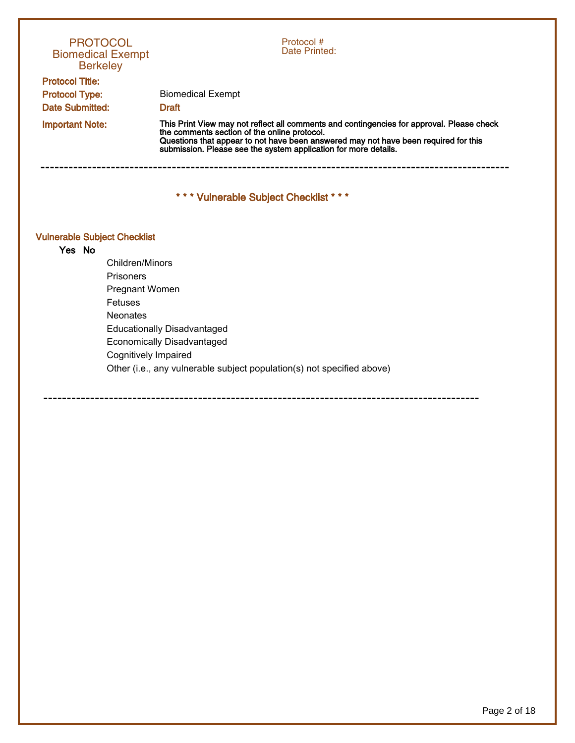PROTOCOL
Biomedical Exempt
Berkeley

Protocol #
Date Printed:

**Protocol Title:**

**Protocol Type:** Biomedical Exempt

**Date Submitted:** Draft

**Important Note:** **This Print View may not reflect all comments and contingencies for approval. Please check the comments section of the online protocol. Questions that appear to not have been answered may not have been required for this submission. Please see the system application for more details.**

---

## * * * Vulnerable Subject Checklist * * *

### Vulnerable Subject Checklist

| Yes | No | |
|---|---|---|
| | | Children/Minors |
| | | Prisoners |
| | | Pregnant Women |
| | | Fetuses |
| | | Neonates |
| | | Educationally Disadvantaged |
| | | Economically Disadvantaged |
| | | Cognitively Impaired |
| | | Other (i.e., any vulnerable subject population(s) not specified above) |

---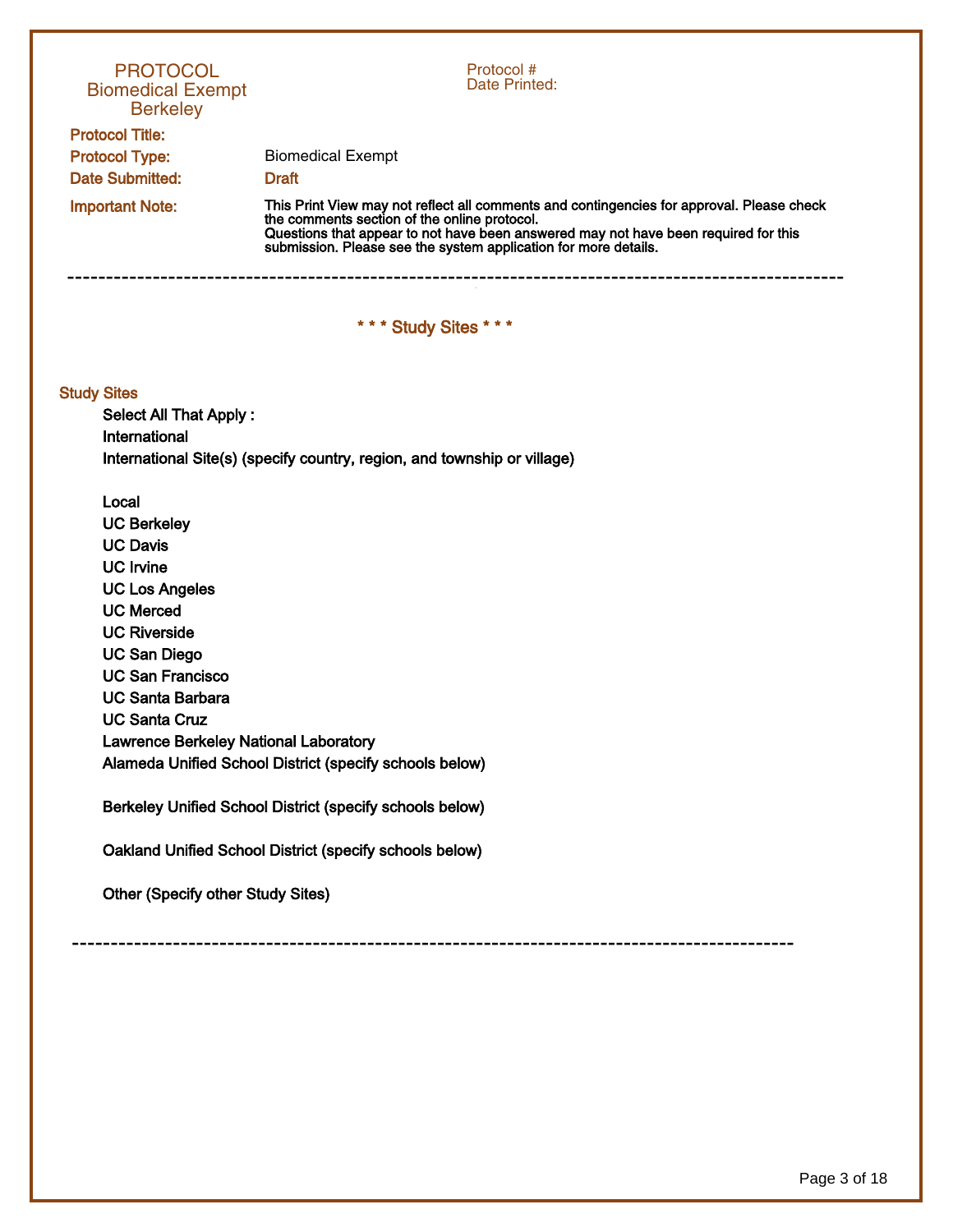**PROTOCOL**
**Biomedical Exempt**
**Berkeley**

Protocol #
Date Printed:

**Protocol Title:**

**Protocol Type:** Biomedical Exempt

**Date Submitted:** Draft

**Important Note:** This Print View may not reflect all comments and contingencies for approval. Please check the comments section of the online protocol.
Questions that appear to not have been answered may not have been required for this submission. Please see the system application for more details.

---

## * * * Study Sites * * *

### Study Sites

Select All That Apply :

International

International Site(s) (specify country, region, and township or village)

Local

UC Berkeley

UC Davis

UC Irvine

UC Los Angeles

UC Merced

UC Riverside

UC San Diego

UC San Francisco

UC Santa Barbara

UC Santa Cruz

Lawrence Berkeley National Laboratory

Alameda Unified School District (specify schools below)

Berkeley Unified School District (specify schools below)

Oakland Unified School District (specify schools below)

Other (Specify other Study Sites)

---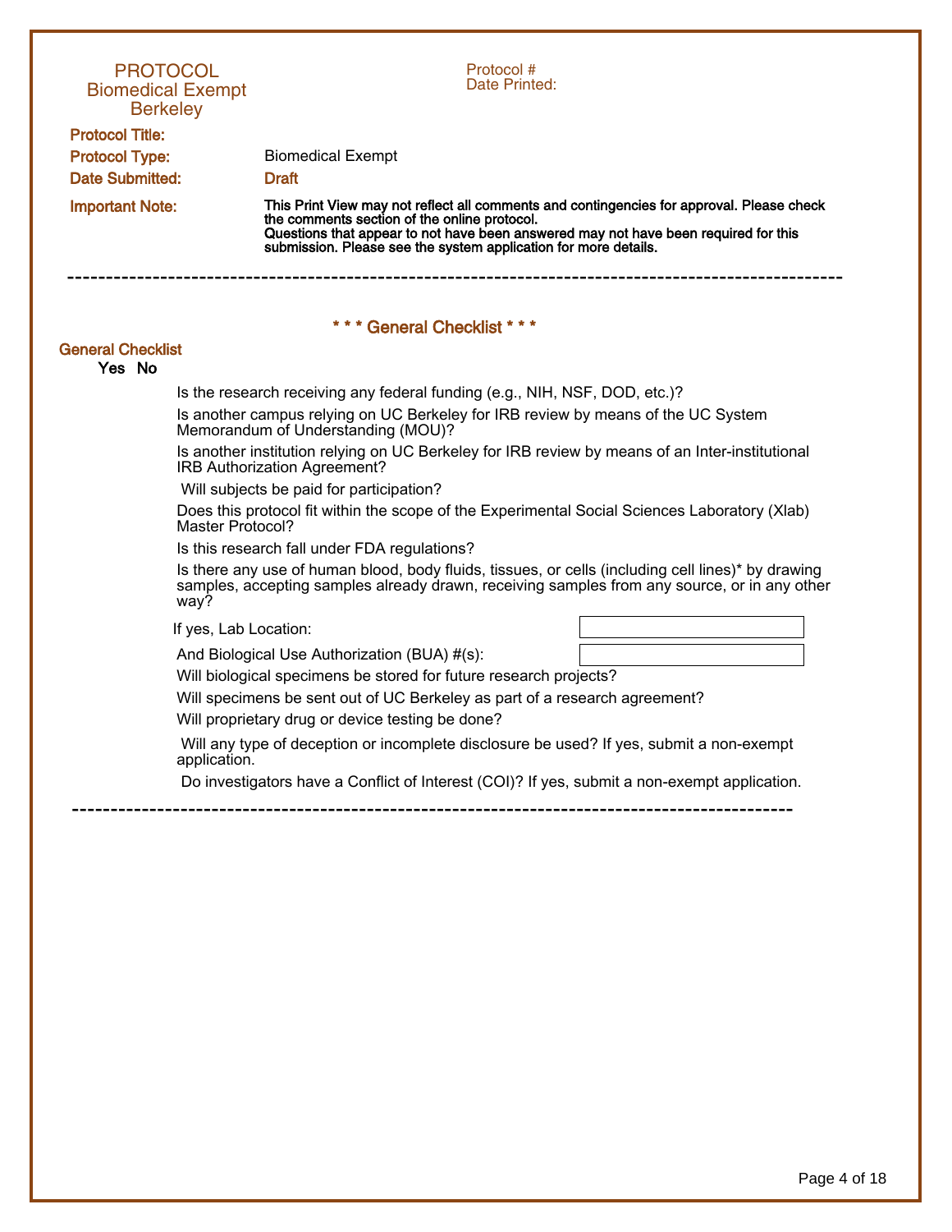# PROTOCOL
## Biomedical Exempt
## Berkeley

Protocol #
Date Printed:

**Protocol Title:**

**Protocol Type:** Biomedical Exempt

**Date Submitted:** Draft

**Important Note:** **This Print View may not reflect all comments and contingencies for approval. Please check the comments section of the online protocol.**
**Questions that appear to not have been answered may not have been required for this submission. Please see the system application for more details.**

---

## * * * General Checklist * * *

### General Checklist

| Yes | No | |
|---|---|---|
| | | Is the research receiving any federal funding (e.g., NIH, NSF, DOD, etc.)? |
| | | Is another campus relying on UC Berkeley for IRB review by means of the UC System Memorandum of Understanding (MOU)? |
| | | Is another institution relying on UC Berkeley for IRB review by means of an Inter-institutional IRB Authorization Agreement? |
| | | Will subjects be paid for participation? |
| | | Does this protocol fit within the scope of the Experimental Social Sciences Laboratory (Xlab) Master Protocol? |
| | | Is this research fall under FDA regulations? |
| | | Is there any use of human blood, body fluids, tissues, or cells (including cell lines)* by drawing samples, accepting samples already drawn, receiving samples from any source, or in any other way? |

If yes, Lab Location:

And Biological Use Authorization (BUA) #(s):

| Yes | No | |
|---|---|---|
| | | Will biological specimens be stored for future research projects? |
| | | Will specimens be sent out of UC Berkeley as part of a research agreement? |
| | | Will proprietary drug or device testing be done? |
| | | Will any type of deception or incomplete disclosure be used? If yes, submit a non-exempt application. |
| | | Do investigators have a Conflict of Interest (COI)? If yes, submit a non-exempt application. |

---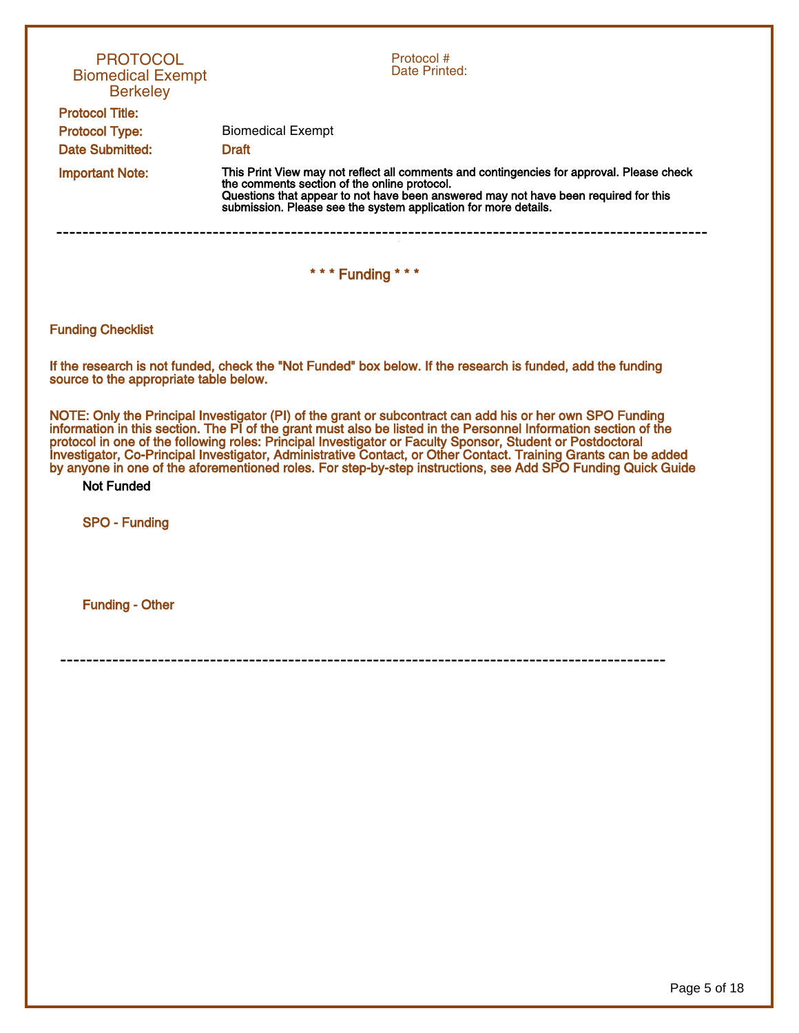PROTOCOL
Biomedical Exempt
Berkeley

Protocol #
Date Printed:

**Protocol Title:**

**Protocol Type:** Biomedical Exempt

**Date Submitted:** Draft

**Important Note:** This Print View may not reflect all comments and contingencies for approval. Please check the comments section of the online protocol.
Questions that appear to not have been answered may not have been required for this submission. Please see the system application for more details.

---

## * * * Funding * * *

### Funding Checklist

If the research is not funded, check the "Not Funded" box below. If the research is funded, add the funding source to the appropriate table below.

NOTE: Only the Principal Investigator (PI) of the grant or subcontract can add his or her own SPO Funding information in this section. The PI of the grant must also be listed in the Personnel Information section of the protocol in one of the following roles: Principal Investigator or Faculty Sponsor, Student or Postdoctoral Investigator, Co-Principal Investigator, Administrative Contact, or Other Contact. Training Grants can be added by anyone in one of the aforementioned roles. For step-by-step instructions, see Add SPO Funding Quick Guide

Not Funded

**SPO - Funding**

**Funding - Other**

---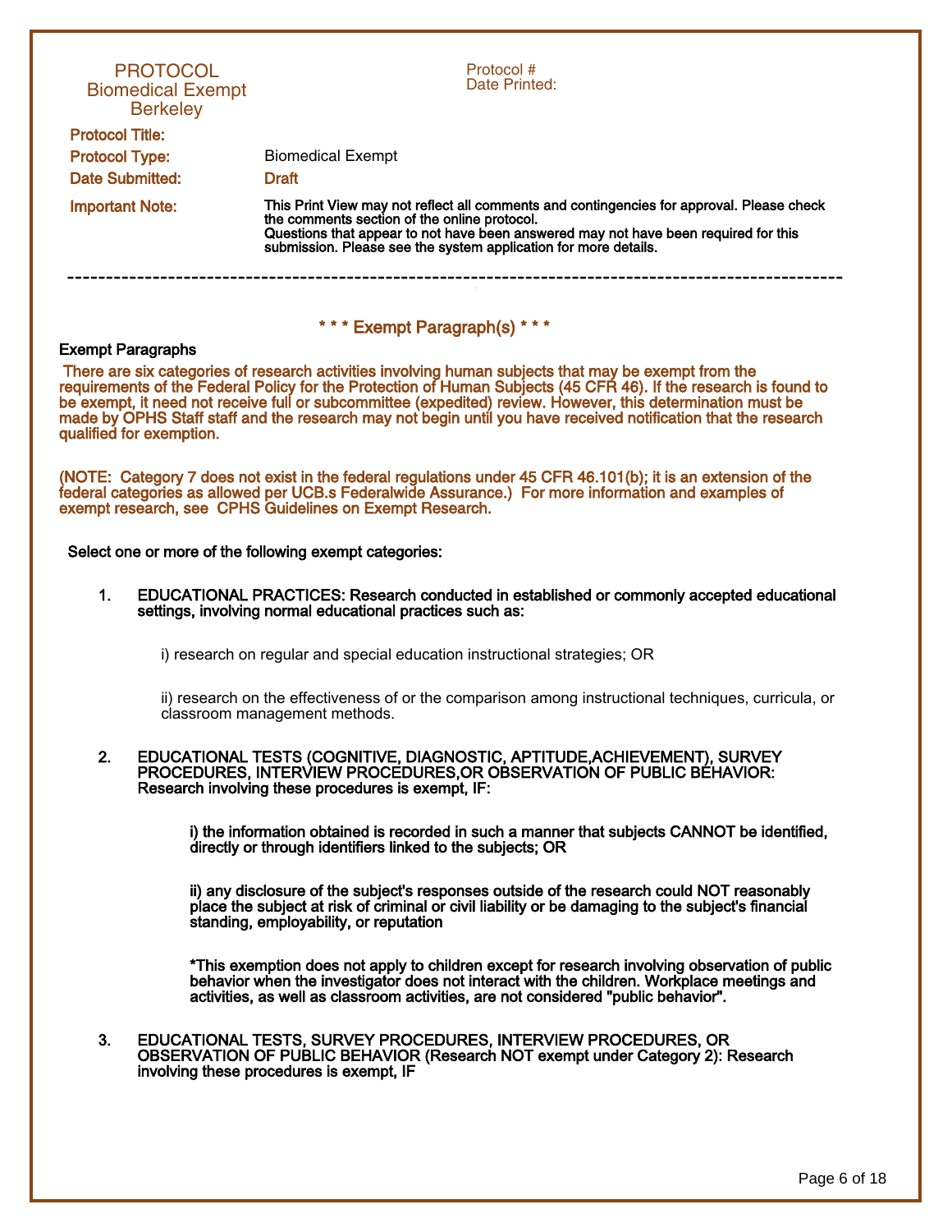# PROTOCOL
## Biomedical Exempt
## Berkeley

Protocol #
Date Printed:

**Protocol Title:**

**Protocol Type:** Biomedical Exempt

**Date Submitted:** **Draft**

**Important Note:** **This Print View may not reflect all comments and contingencies for approval. Please check the comments section of the online protocol. Questions that appear to not have been answered may not have been required for this submission. Please see the system application for more details.**

---

## * * * Exempt Paragraph(s) * * *

**Exempt Paragraphs**

**There are six categories of research activities involving human subjects that may be exempt from the requirements of the Federal Policy for the Protection of Human Subjects (45 CFR 46). If the research is found to be exempt, it need not receive full or subcommittee (expedited) review. However, this determination must be made by OPHS Staff staff and the research may not begin until you have received notification that the research qualified for exemption.**

**(NOTE: Category 7 does not exist in the federal regulations under 45 CFR 46.101(b); it is an extension of the federal categories as allowed per UCB.s Federalwide Assurance.) For more information and examples of exempt research, see CPHS Guidelines on Exempt Research.**

**Select one or more of the following exempt categories:**

1. **EDUCATIONAL PRACTICES: Research conducted in established or commonly accepted educational settings, involving normal educational practices such as:**

   i) research on regular and special education instructional strategies; OR

   ii) research on the effectiveness of or the comparison among instructional techniques, curricula, or classroom management methods.

2. **EDUCATIONAL TESTS (COGNITIVE, DIAGNOSTIC, APTITUDE,ACHIEVEMENT), SURVEY PROCEDURES, INTERVIEW PROCEDURES,OR OBSERVATION OF PUBLIC BEHAVIOR: Research involving these procedures is exempt, IF:**

   **i) the information obtained is recorded in such a manner that subjects CANNOT be identified, directly or through identifiers linked to the subjects; OR**

   **ii) any disclosure of the subject's responses outside of the research could NOT reasonably place the subject at risk of criminal or civil liability or be damaging to the subject's financial standing, employability, or reputation**

   **\*This exemption does not apply to children except for research involving observation of public behavior when the investigator does not interact with the children. Workplace meetings and activities, as well as classroom activities, are not considered "public behavior".**

3. **EDUCATIONAL TESTS, SURVEY PROCEDURES, INTERVIEW PROCEDURES, OR OBSERVATION OF PUBLIC BEHAVIOR (Research NOT exempt under Category 2): Research involving these procedures is exempt, IF**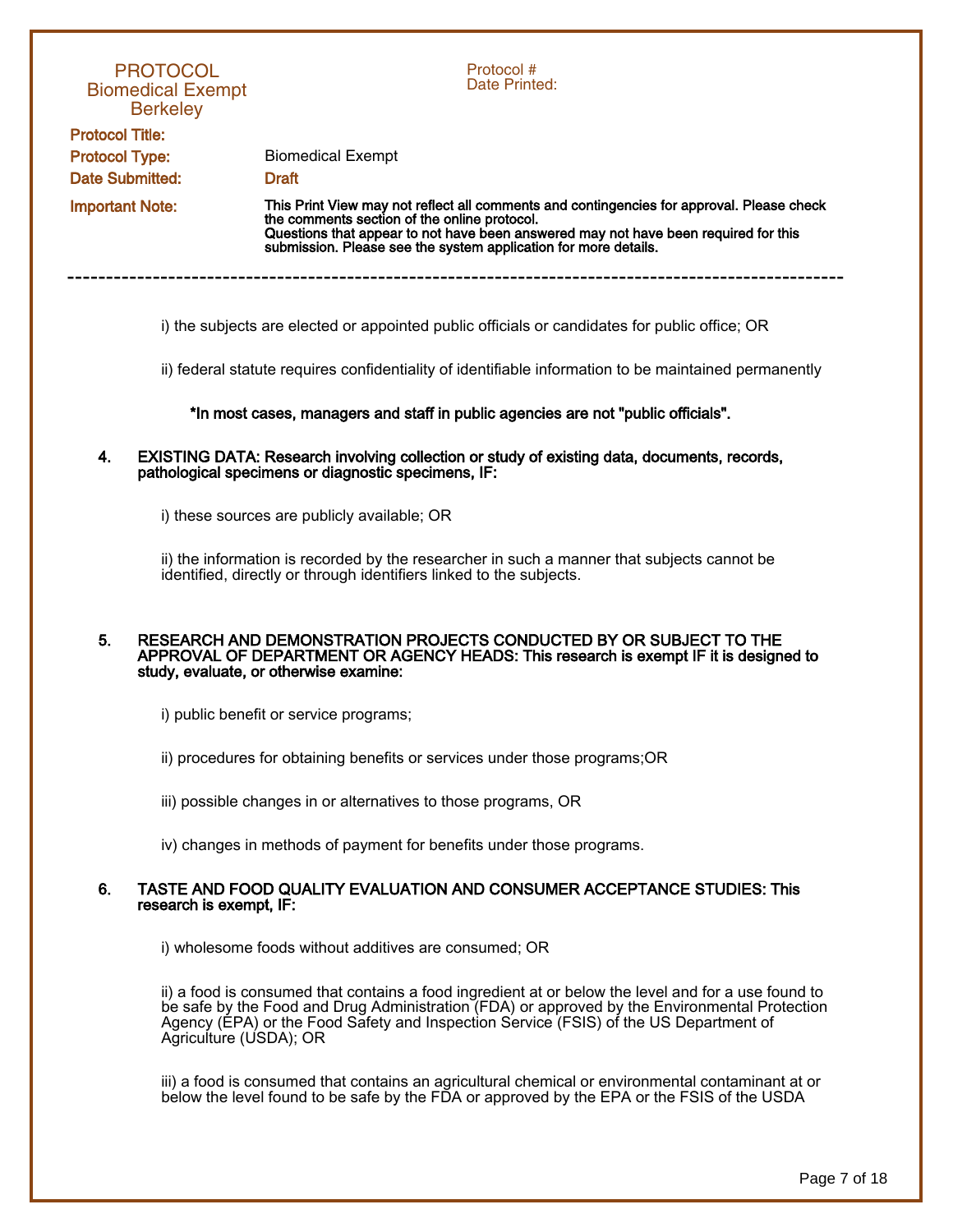i) the subjects are elected or appointed public officials or candidates for public office; OR

ii) federal statute requires confidentiality of identifiable information to be maintained permanently

**\*In most cases, managers and staff in public agencies are not "public officials".**

4. **EXISTING DATA: Research involving collection or study of existing data, documents, records, pathological specimens or diagnostic specimens, IF:**

   i) these sources are publicly available; OR

   ii) the information is recorded by the researcher in such a manner that subjects cannot be identified, directly or through identifiers linked to the subjects.

5. **RESEARCH AND DEMONSTRATION PROJECTS CONDUCTED BY OR SUBJECT TO THE APPROVAL OF DEPARTMENT OR AGENCY HEADS: This research is exempt IF it is designed to study, evaluate, or otherwise examine:**

   i) public benefit or service programs;

   ii) procedures for obtaining benefits or services under those programs;OR

   iii) possible changes in or alternatives to those programs, OR

   iv) changes in methods of payment for benefits under those programs.

6. **TASTE AND FOOD QUALITY EVALUATION AND CONSUMER ACCEPTANCE STUDIES: This research is exempt, IF:**

   i) wholesome foods without additives are consumed; OR

   ii) a food is consumed that contains a food ingredient at or below the level and for a use found to be safe by the Food and Drug Administration (FDA) or approved by the Environmental Protection Agency (EPA) or the Food Safety and Inspection Service (FSIS) of the US Department of Agriculture (USDA); OR

   iii) a food is consumed that contains an agricultural chemical or environmental contaminant at or below the level found to be safe by the FDA or approved by the EPA or the FSIS of the USDA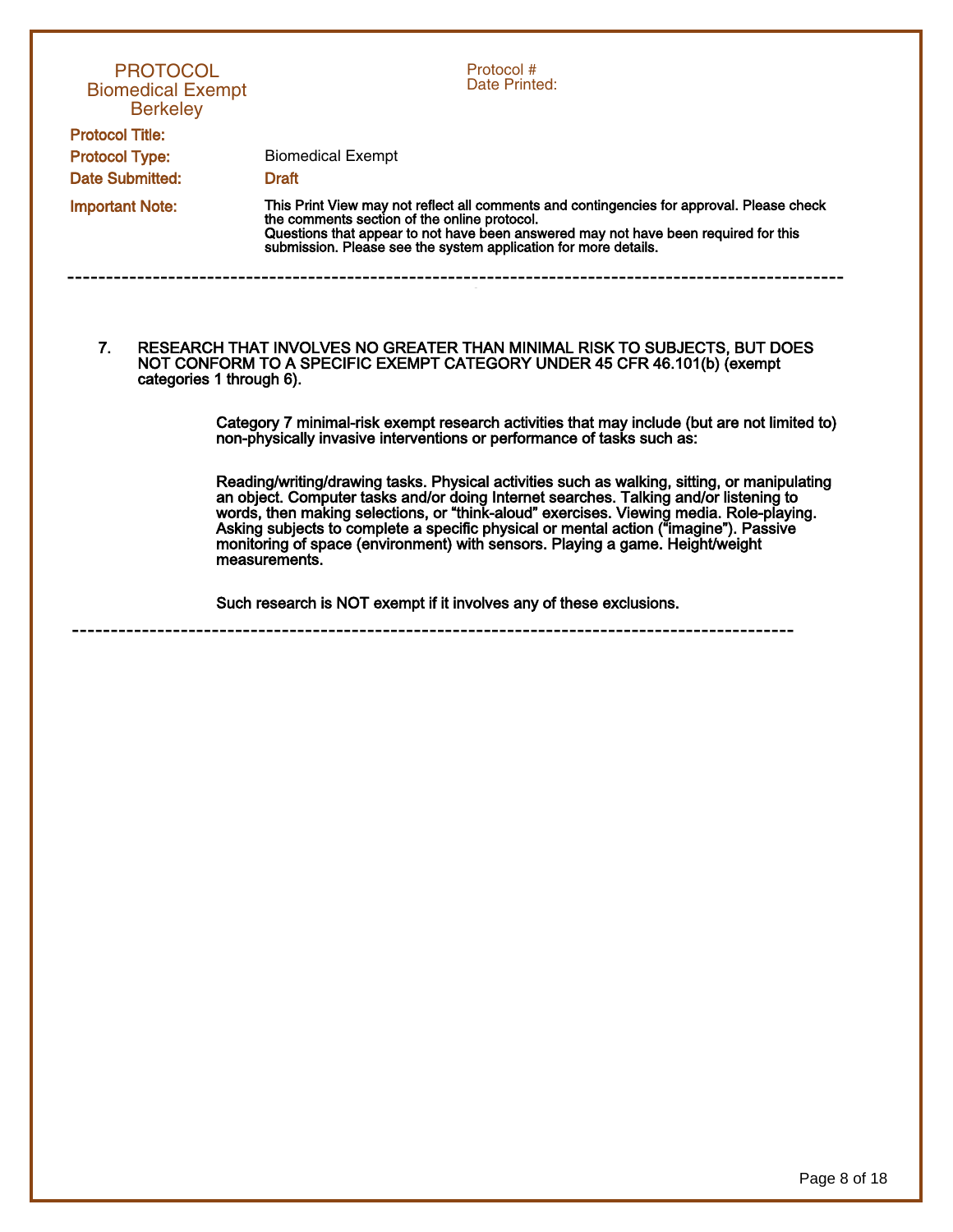PROTOCOL
Biomedical Exempt
Berkeley

Protocol #
Date Printed:

**Protocol Title:**

**Protocol Type:** Biomedical Exempt

**Date Submitted:** Draft

**Important Note:** This Print View may not reflect all comments and contingencies for approval. Please check the comments section of the online protocol.
Questions that appear to not have been answered may not have been required for this submission. Please see the system application for more details.

---

**7. RESEARCH THAT INVOLVES NO GREATER THAN MINIMAL RISK TO SUBJECTS, BUT DOES NOT CONFORM TO A SPECIFIC EXEMPT CATEGORY UNDER 45 CFR 46.101(b) (exempt categories 1 through 6).**

Category 7 minimal-risk exempt research activities that may include (but are not limited to) non-physically invasive interventions or performance of tasks such as:

Reading/writing/drawing tasks. Physical activities such as walking, sitting, or manipulating an object. Computer tasks and/or doing Internet searches. Talking and/or listening to words, then making selections, or "think-aloud" exercises. Viewing media. Role-playing. Asking subjects to complete a specific physical or mental action ("imagine"). Passive monitoring of space (environment) with sensors. Playing a game. Height/weight measurements.

Such research is NOT exempt if it involves any of these exclusions.

---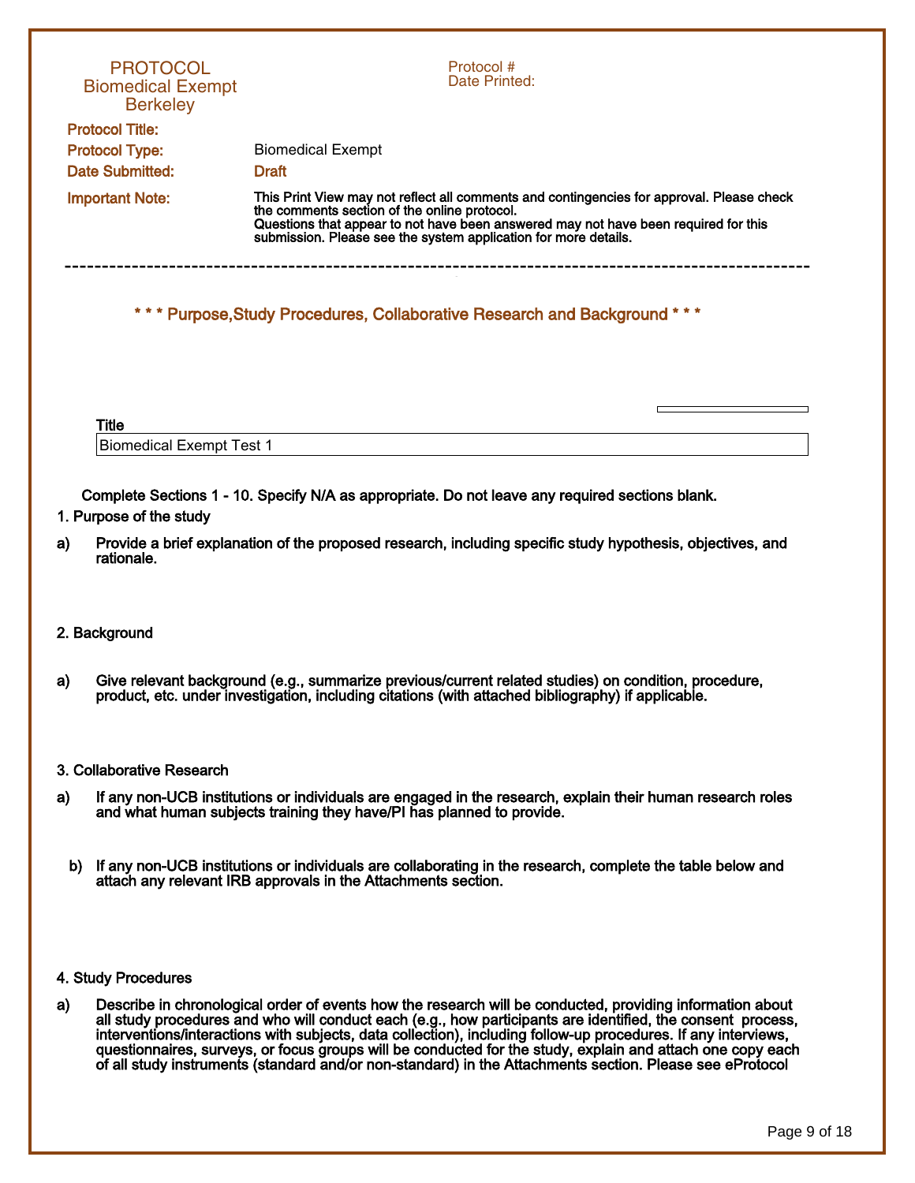# PROTOCOL
## Biomedical Exempt
## Berkeley

Protocol #
Date Printed:

**Protocol Title:**

**Protocol Type:** Biomedical Exempt

**Date Submitted:** Draft

**Important Note:** This Print View may not reflect all comments and contingencies for approval. Please check the comments section of the online protocol.
Questions that appear to not have been answered may not have been required for this submission. Please see the system application for more details.

---

## * * * Purpose,Study Procedures, Collaborative Research and Background * * *

**Title**

Biomedical Exempt Test 1

**Complete Sections 1 - 10. Specify N/A as appropriate. Do not leave any required sections blank.**

**1. Purpose of the study**

**a)** **Provide a brief explanation of the proposed research, including specific study hypothesis, objectives, and rationale.**

**2. Background**

**a)** **Give relevant background (e.g., summarize previous/current related studies) on condition, procedure, product, etc. under investigation, including citations (with attached bibliography) if applicable.**

**3. Collaborative Research**

**a)** **If any non-UCB institutions or individuals are engaged in the research, explain their human research roles and what human subjects training they have/PI has planned to provide.**

**b)** **If any non-UCB institutions or individuals are collaborating in the research, complete the table below and attach any relevant IRB approvals in the Attachments section.**

**4. Study Procedures**

**a)** **Describe in chronological order of events how the research will be conducted, providing information about all study procedures and who will conduct each (e.g., how participants are identified, the consent process, interventions/interactions with subjects, data collection), including follow-up procedures. If any interviews, questionnaires, surveys, or focus groups will be conducted for the study, explain and attach one copy each of all study instruments (standard and/or non-standard) in the Attachments section. Please see eProtocol**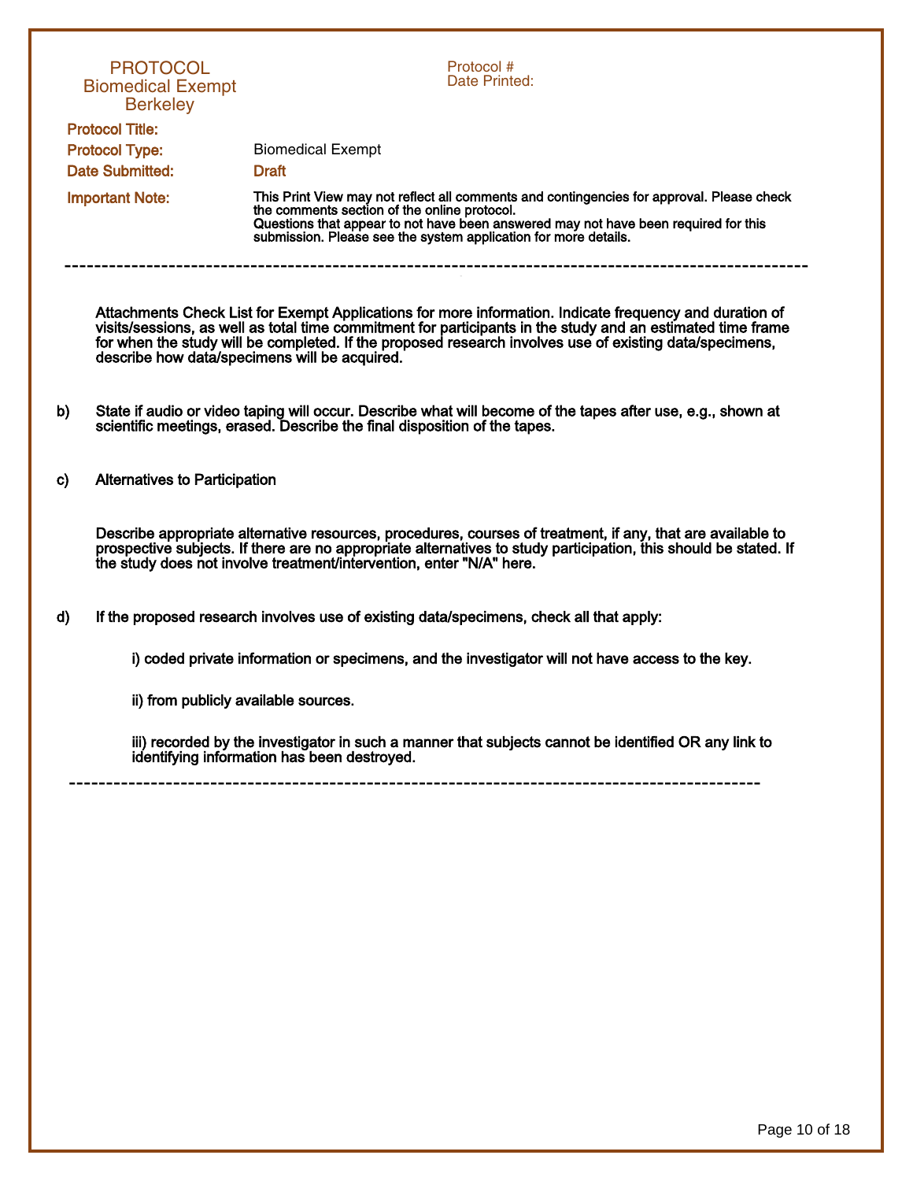**PROTOCOL**
**Biomedical Exempt**
**Berkeley**

Protocol #
Date Printed:

**Protocol Title:**

**Protocol Type:** Biomedical Exempt

**Date Submitted:** Draft

**Important Note:** This Print View may not reflect all comments and contingencies for approval. Please check the comments section of the online protocol.
Questions that appear to not have been answered may not have been required for this submission. Please see the system application for more details.

---

Attachments Check List for Exempt Applications for more information. Indicate frequency and duration of visits/sessions, as well as total time commitment for participants in the study and an estimated time frame for when the study will be completed. If the proposed research involves use of existing data/specimens, describe how data/specimens will be acquired.

b) State if audio or video taping will occur. Describe what will become of the tapes after use, e.g., shown at scientific meetings, erased. Describe the final disposition of the tapes.

c) Alternatives to Participation

Describe appropriate alternative resources, procedures, courses of treatment, if any, that are available to prospective subjects. If there are no appropriate alternatives to study participation, this should be stated. If the study does not involve treatment/intervention, enter "N/A" here.

d) If the proposed research involves use of existing data/specimens, check all that apply:

i) coded private information or specimens, and the investigator will not have access to the key.

ii) from publicly available sources.

iii) recorded by the investigator in such a manner that subjects cannot be identified OR any link to identifying information has been destroyed.

---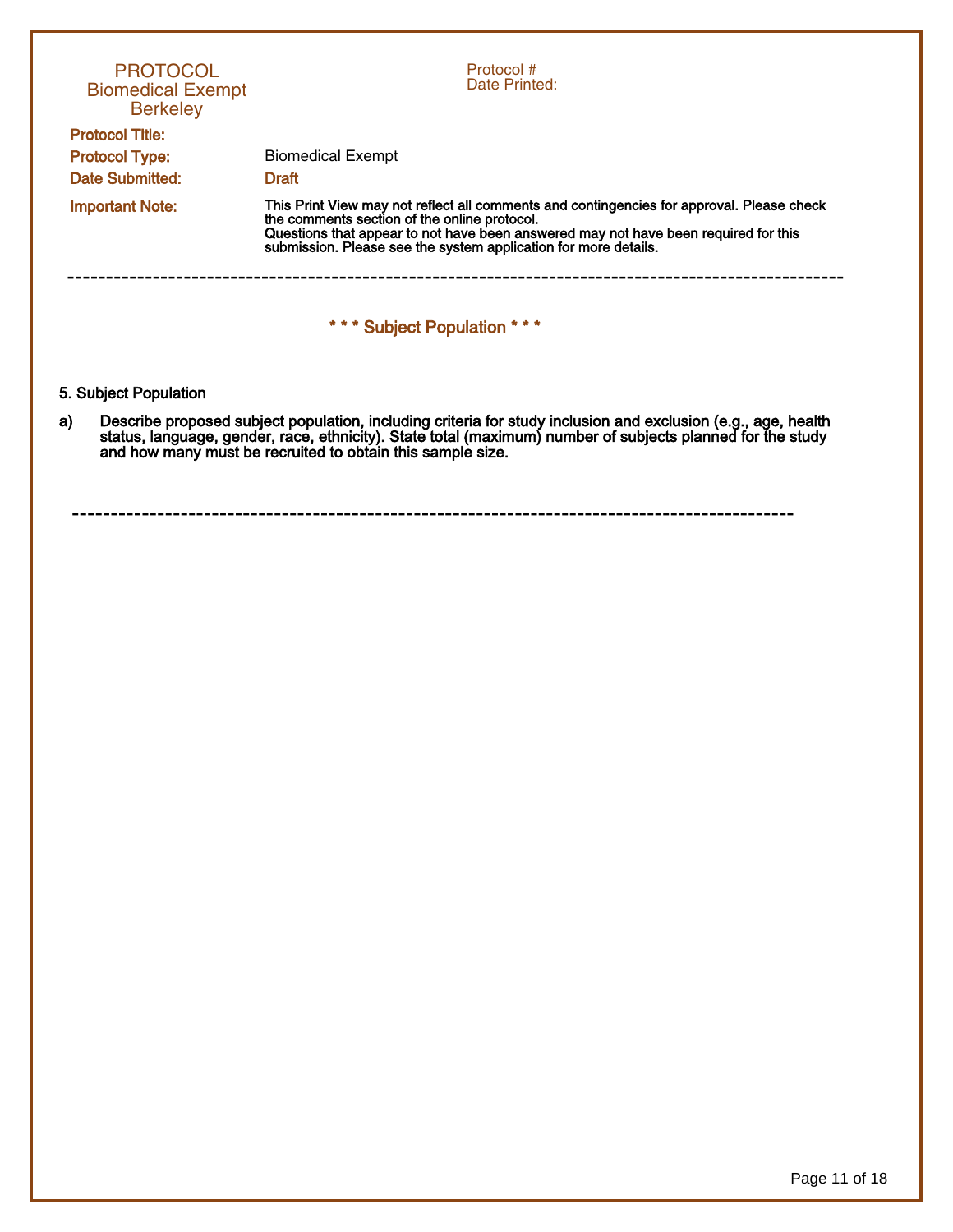PROTOCOL
Biomedical Exempt
Berkeley

Protocol #
Date Printed:

**Protocol Title:**

**Protocol Type:** Biomedical Exempt

**Date Submitted:** Draft

**Important Note:** This Print View may not reflect all comments and contingencies for approval. Please check the comments section of the online protocol.
Questions that appear to not have been answered may not have been required for this submission. Please see the system application for more details.

---

## * * * Subject Population * * *

### 5. Subject Population

a) Describe proposed subject population, including criteria for study inclusion and exclusion (e.g., age, health status, language, gender, race, ethnicity). State total (maximum) number of subjects planned for the study and how many must be recruited to obtain this sample size.

---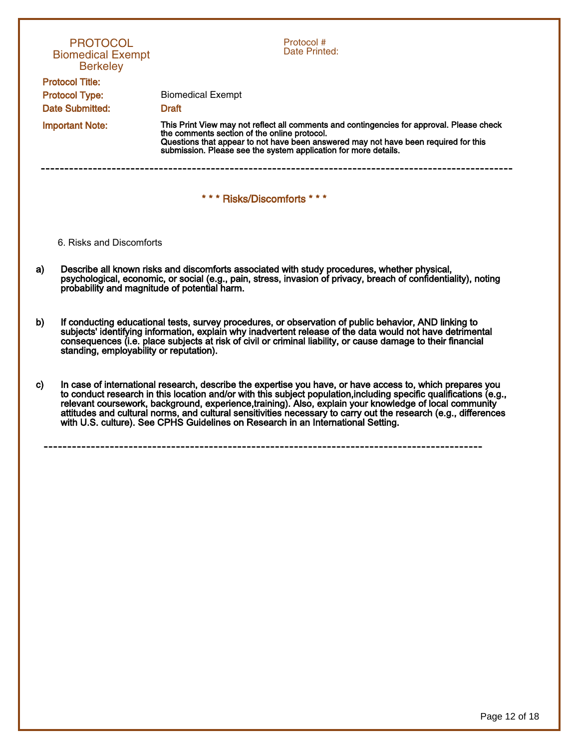PROTOCOL
Biomedical Exempt
Berkeley

Protocol #
Date Printed:

**Protocol Title:**

**Protocol Type:** Biomedical Exempt

**Date Submitted:** Draft

**Important Note:** This Print View may not reflect all comments and contingencies for approval. Please check the comments section of the online protocol.
Questions that appear to not have been answered may not have been required for this submission. Please see the system application for more details.

---

## * * * Risks/Discomforts * * *

6. Risks and Discomforts

**a)** **Describe all known risks and discomforts associated with study procedures, whether physical, psychological, economic, or social (e.g., pain, stress, invasion of privacy, breach of confidentiality), noting probability and magnitude of potential harm.**

**b)** **If conducting educational tests, survey procedures, or observation of public behavior, AND linking to subjects' identifying information, explain why inadvertent release of the data would not have detrimental consequences (i.e. place subjects at risk of civil or criminal liability, or cause damage to their financial standing, employability or reputation).**

**c)** **In case of international research, describe the expertise you have, or have access to, which prepares you to conduct research in this location and/or with this subject population,including specific qualifications (e.g., relevant coursework, background, experience,training). Also, explain your knowledge of local community attitudes and cultural norms, and cultural sensitivities necessary to carry out the research (e.g., differences with U.S. culture). See CPHS Guidelines on Research in an International Setting.**

---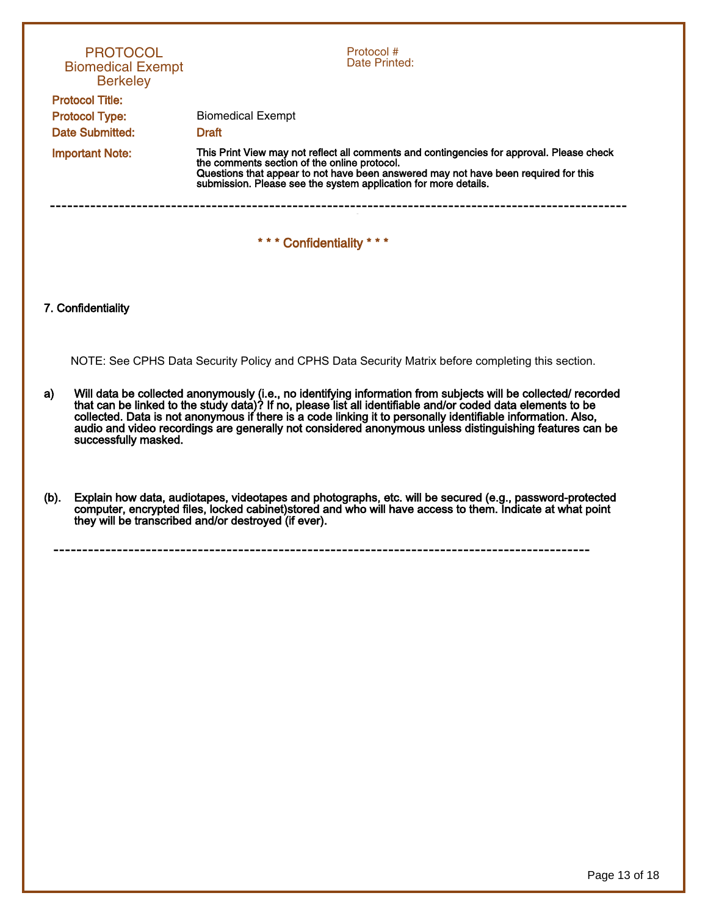PROTOCOL
Biomedical Exempt
Berkeley

Protocol #
Date Printed:

**Protocol Title:**

**Protocol Type:** Biomedical Exempt

**Date Submitted:** Draft

**Important Note:** This Print View may not reflect all comments and contingencies for approval. Please check the comments section of the online protocol.
Questions that appear to not have been answered may not have been required for this submission. Please see the system application for more details.

---

## * * * Confidentiality * * *

### 7. Confidentiality

NOTE: See CPHS Data Security Policy and CPHS Data Security Matrix before completing this section.

**a) Will data be collected anonymously (i.e., no identifying information from subjects will be collected/ recorded that can be linked to the study data)? If no, please list all identifiable and/or coded data elements to be collected. Data is not anonymous if there is a code linking it to personally identifiable information. Also, audio and video recordings are generally not considered anonymous unless distinguishing features can be successfully masked.**

**(b). Explain how data, audiotapes, videotapes and photographs, etc. will be secured (e.g., password-protected computer, encrypted files, locked cabinet)stored and who will have access to them. Indicate at what point they will be transcribed and/or destroyed (if ever).**

---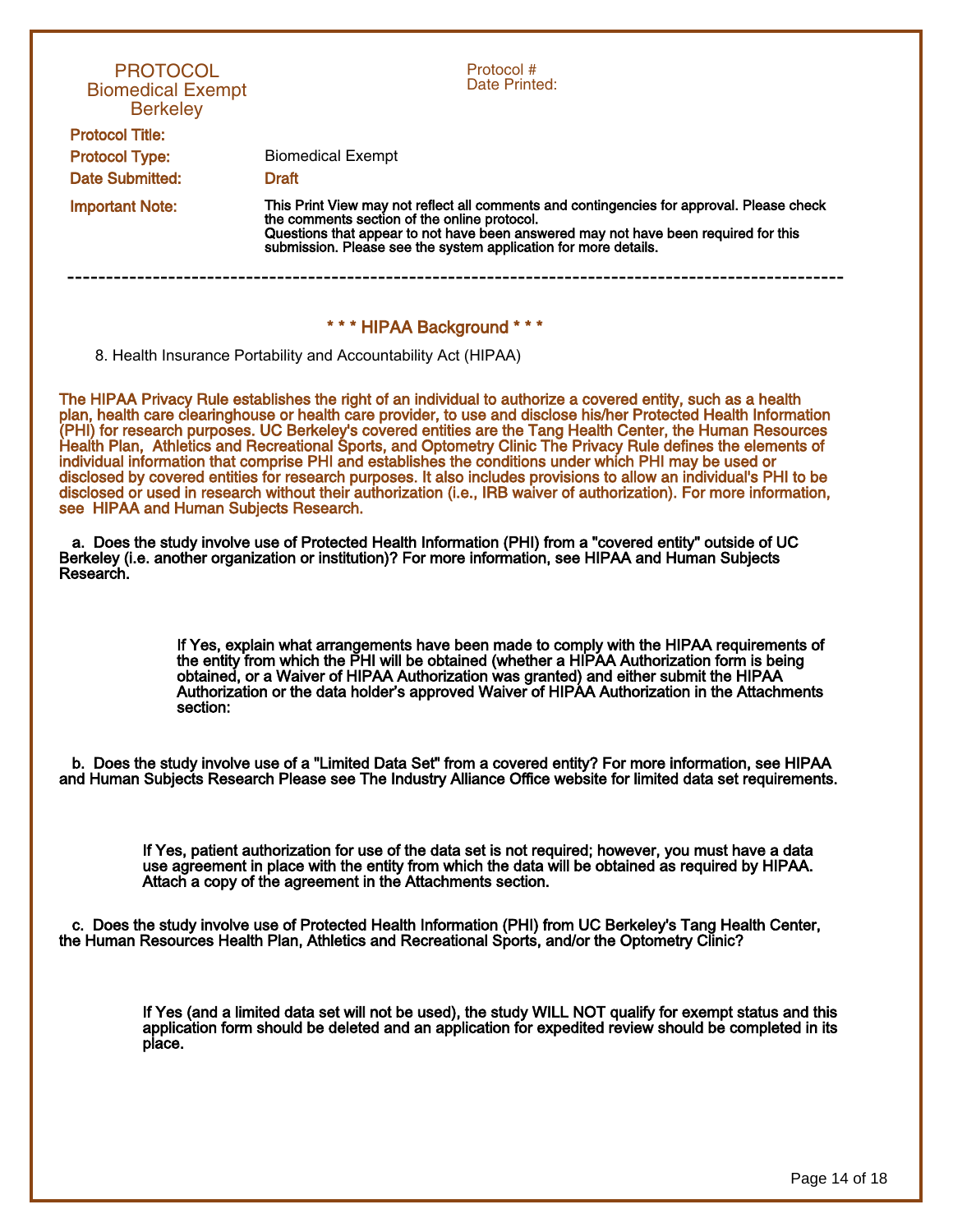PROTOCOL
Biomedical Exempt
Berkeley

Protocol #
Date Printed:

**Protocol Title:**

**Protocol Type:** Biomedical Exempt

**Date Submitted:** Draft

**Important Note:** This Print View may not reflect all comments and contingencies for approval. Please check the comments section of the online protocol.
Questions that appear to not have been answered may not have been required for this submission. Please see the system application for more details.

---

## * * * HIPAA Background * * *

8. Health Insurance Portability and Accountability Act (HIPAA)

**The HIPAA Privacy Rule establishes the right of an individual to authorize a covered entity, such as a health plan, health care clearinghouse or health care provider, to use and disclose his/her Protected Health Information (PHI) for research purposes. UC Berkeley's covered entities are the Tang Health Center, the Human Resources Health Plan, Athletics and Recreational Sports, and Optometry Clinic The Privacy Rule defines the elements of individual information that comprise PHI and establishes the conditions under which PHI may be used or disclosed by covered entities for research purposes. It also includes provisions to allow an individual's PHI to be disclosed or used in research without their authorization (i.e., IRB waiver of authorization). For more information, see HIPAA and Human Subjects Research.**

**a. Does the study involve use of Protected Health Information (PHI) from a "covered entity" outside of UC Berkeley (i.e. another organization or institution)? For more information, see HIPAA and Human Subjects Research.**

**If Yes, explain what arrangements have been made to comply with the HIPAA requirements of the entity from which the PHI will be obtained (whether a HIPAA Authorization form is being obtained, or a Waiver of HIPAA Authorization was granted) and either submit the HIPAA Authorization or the data holder's approved Waiver of HIPAA Authorization in the Attachments section:**

**b. Does the study involve use of a "Limited Data Set" from a covered entity? For more information, see HIPAA and Human Subjects Research Please see The Industry Alliance Office website for limited data set requirements.**

**If Yes, patient authorization for use of the data set is not required; however, you must have a data use agreement in place with the entity from which the data will be obtained as required by HIPAA. Attach a copy of the agreement in the Attachments section.**

**c. Does the study involve use of Protected Health Information (PHI) from UC Berkeley's Tang Health Center, the Human Resources Health Plan, Athletics and Recreational Sports, and/or the Optometry Clinic?**

**If Yes (and a limited data set will not be used), the study WILL NOT qualify for exempt status and this application form should be deleted and an application for expedited review should be completed in its place.**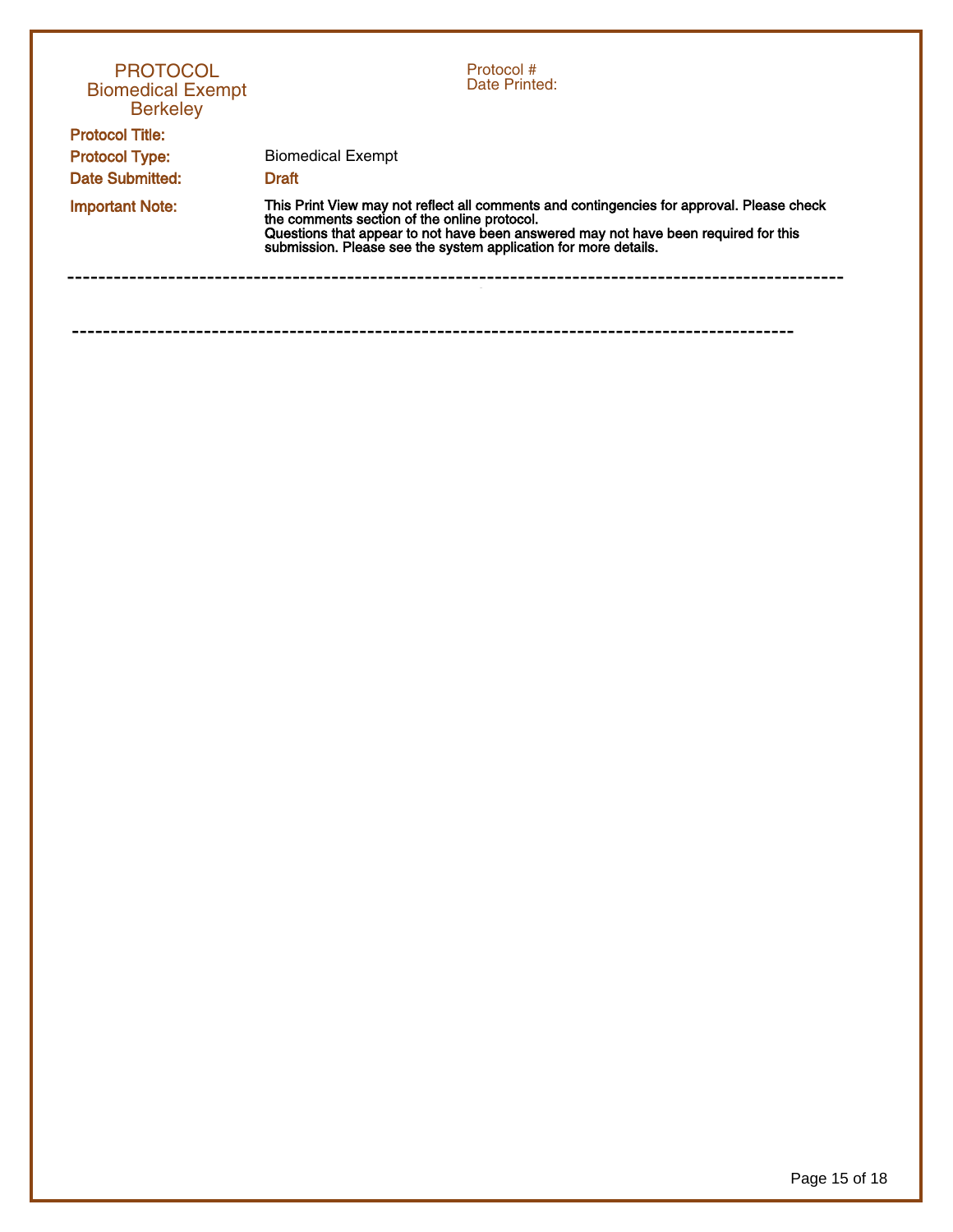PROTOCOL
Biomedical Exempt
Berkeley

Protocol #
Date Printed:

**Protocol Title:**

**Protocol Type:** Biomedical Exempt

**Date Submitted:** **Draft**

**Important Note:** **This Print View may not reflect all comments and contingencies for approval. Please check the comments section of the online protocol. Questions that appear to not have been answered may not have been required for this submission. Please see the system application for more details.**

---

---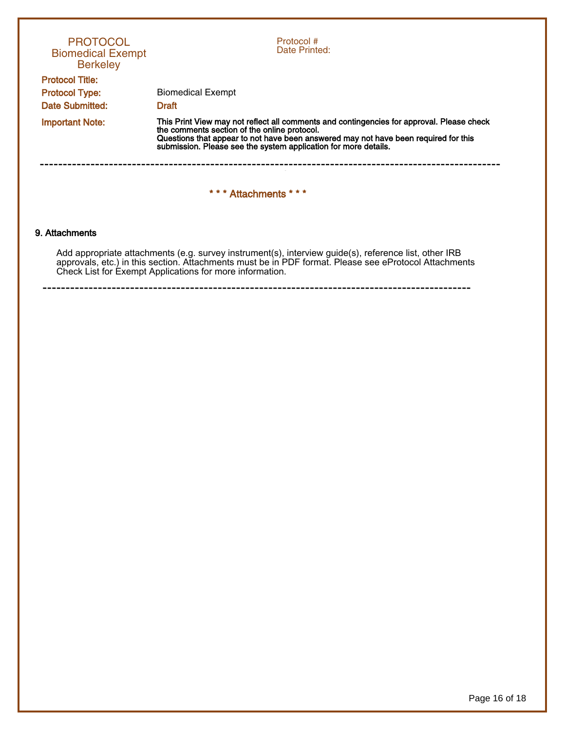PROTOCOL
Biomedical Exempt
Berkeley

Protocol #
Date Printed:

**Protocol Title:**

**Protocol Type:** Biomedical Exempt

**Date Submitted:** Draft

**Important Note:** **This Print View may not reflect all comments and contingencies for approval. Please check the comments section of the online protocol.**
**Questions that appear to not have been answered may not have been required for this submission. Please see the system application for more details.**

---

## * * * Attachments * * *

### 9. Attachments

Add appropriate attachments (e.g. survey instrument(s), interview guide(s), reference list, other IRB approvals, etc.) in this section. Attachments must be in PDF format. Please see eProtocol Attachments Check List for Exempt Applications for more information.

---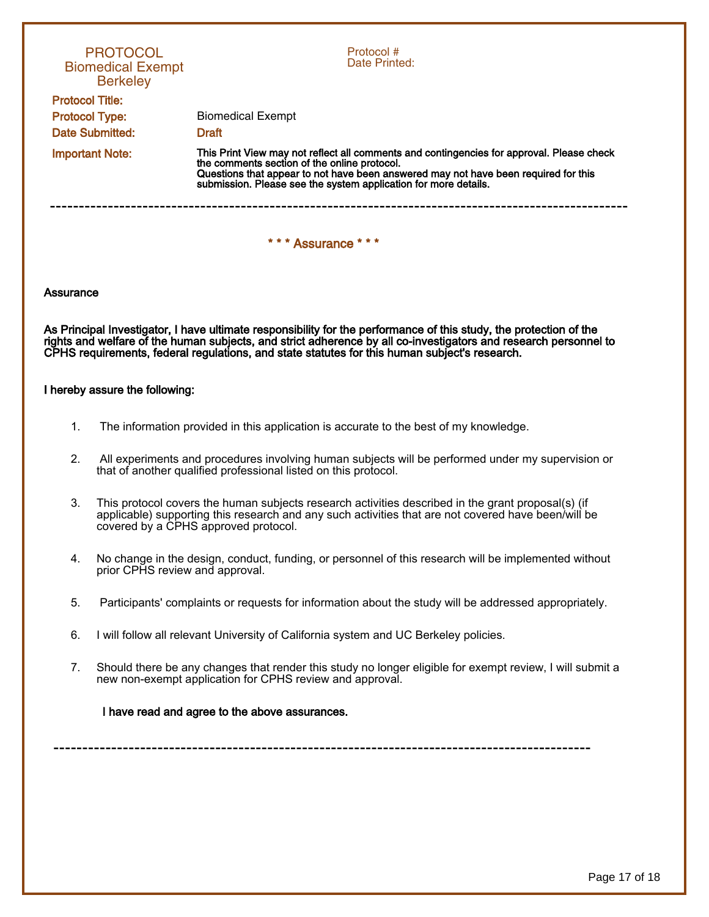PROTOCOL
Biomedical Exempt
Berkeley

Protocol #
Date Printed:

**Protocol Title:**

**Protocol Type:** Biomedical Exempt

**Date Submitted:** **Draft**

**Important Note:** **This Print View may not reflect all comments and contingencies for approval. Please check the comments section of the online protocol. Questions that appear to not have been answered may not have been required for this submission. Please see the system application for more details.**

---

## * * * Assurance * * *

**Assurance**

**As Principal Investigator, I have ultimate responsibility for the performance of this study, the protection of the rights and welfare of the human subjects, and strict adherence by all co-investigators and research personnel to CPHS requirements, federal regulations, and state statutes for this human subject's research.**

**I hereby assure the following:**

1. The information provided in this application is accurate to the best of my knowledge.
2. All experiments and procedures involving human subjects will be performed under my supervision or that of another qualified professional listed on this protocol.
3. This protocol covers the human subjects research activities described in the grant proposal(s) (if applicable) supporting this research and any such activities that are not covered have been/will be covered by a CPHS approved protocol.
4. No change in the design, conduct, funding, or personnel of this research will be implemented without prior CPHS review and approval.
5. Participants' complaints or requests for information about the study will be addressed appropriately.
6. I will follow all relevant University of California system and UC Berkeley policies.
7. Should there be any changes that render this study no longer eligible for exempt review, I will submit a new non-exempt application for CPHS review and approval.

**I have read and agree to the above assurances.**

---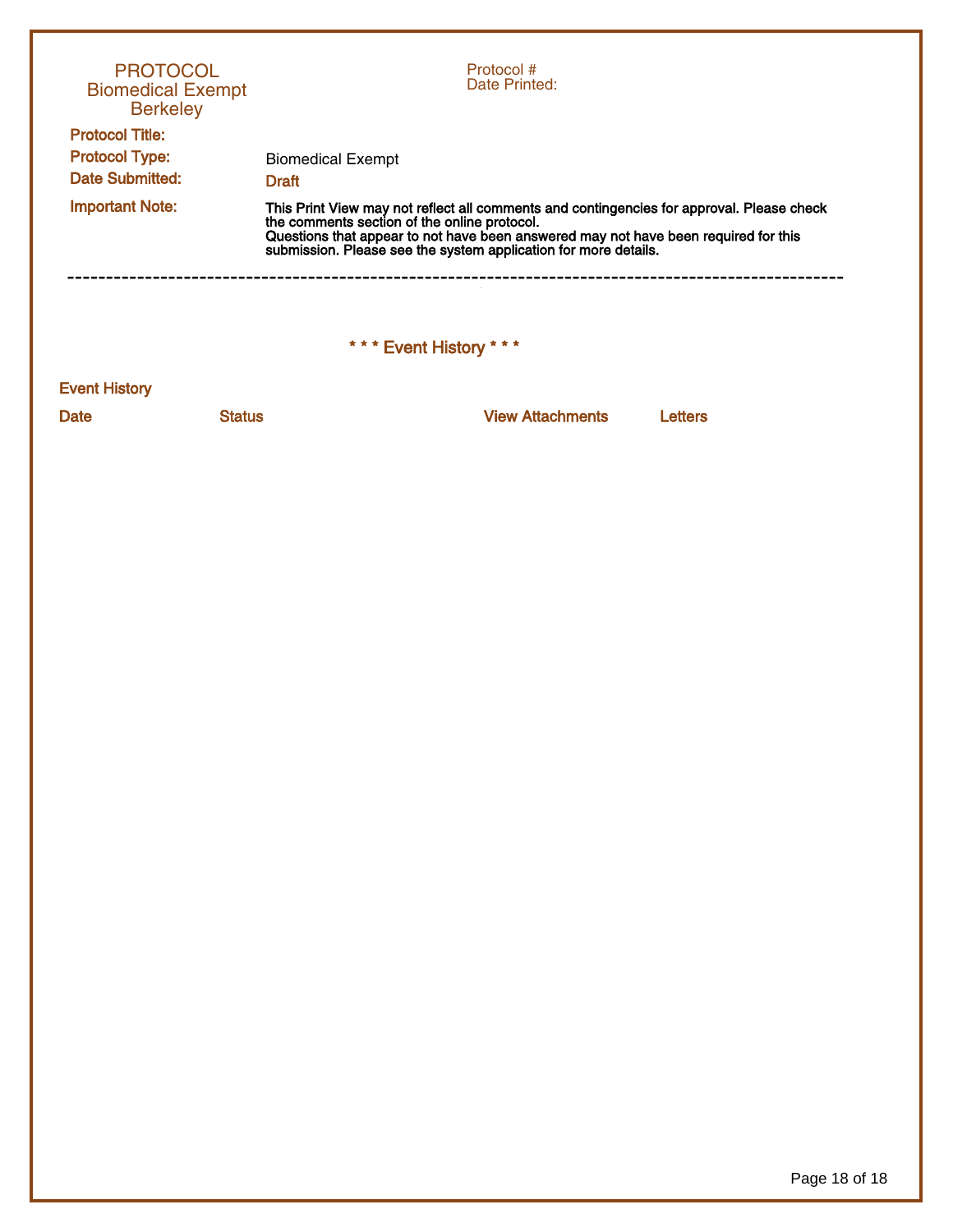PROTOCOL
Biomedical Exempt
Berkeley

Protocol #
Date Printed:

**Protocol Title:**

**Protocol Type:** Biomedical Exempt

**Date Submitted:** Draft

**Important Note:** This Print View may not reflect all comments and contingencies for approval. Please check the comments section of the online protocol.
Questions that appear to not have been answered may not have been required for this submission. Please see the system application for more details.

---

## * * * Event History * * *

**Event History**

| Date | Status | View Attachments | Letters |
| --- | --- | --- | --- |